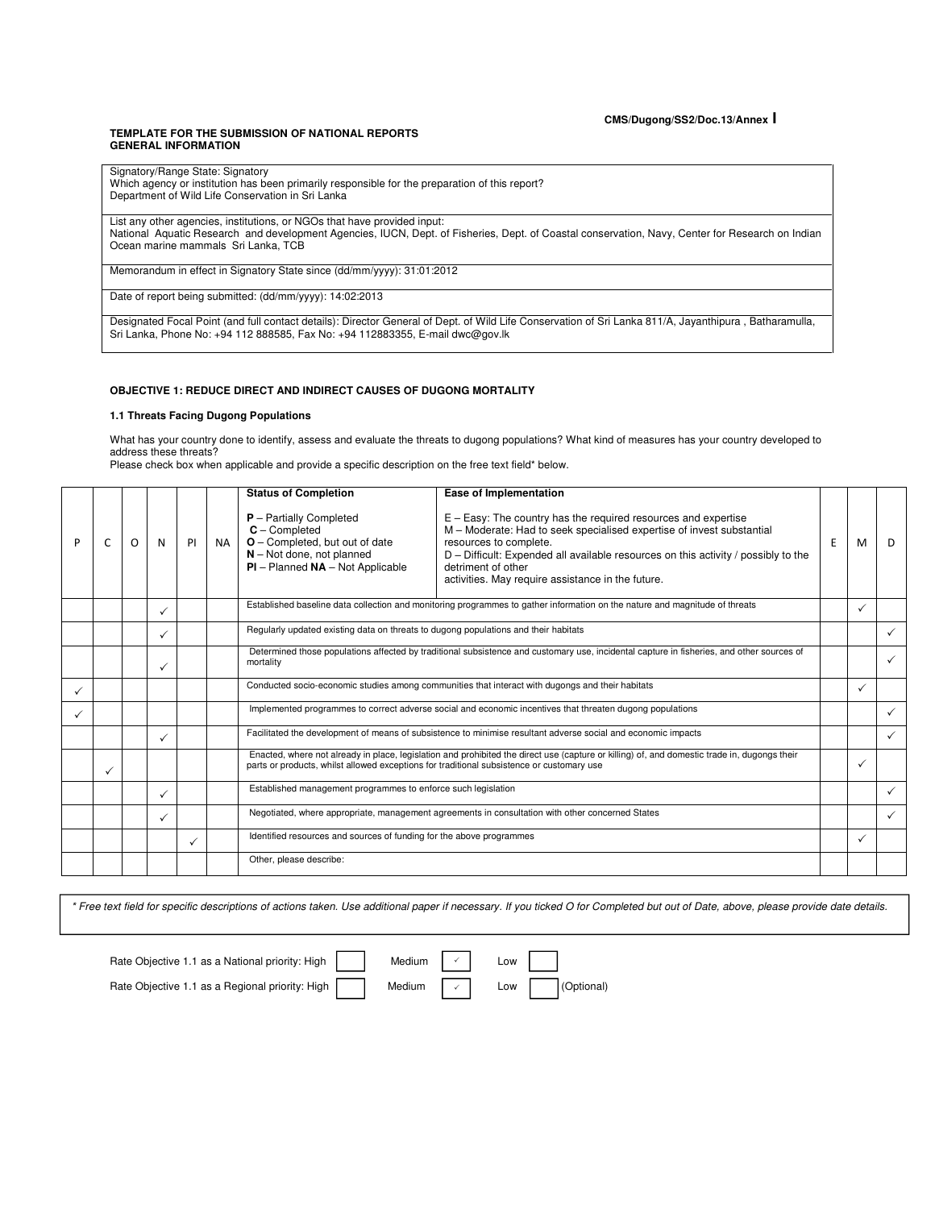**CMS/Dugong/SS2/Doc.13/Annex I**

**TEMPLATE FOR THE SUBMISSION OF NATIONAL REPORTS**
**GENERAL INFORMATION**

| |
|---|
| Signatory/Range State: Signatory<br>Which agency or institution has been primarily responsible for the preparation of this report?<br>Department of Wild Life Conservation in Sri Lanka |
| List any other agencies, institutions, or NGOs that have provided input:<br>National Aquatic Research and development Agencies, IUCN, Dept. of Fisheries, Dept. of Coastal conservation, Navy, Center for Research on Indian Ocean marine mammals Sri Lanka, TCB |
| Memorandum in effect in Signatory State since (dd/mm/yyyy): 31:01:2012 |
| Date of report being submitted: (dd/mm/yyyy): 14:02:2013 |
| Designated Focal Point (and full contact details): Director General of Dept. of Wild Life Conservation of Sri Lanka 811/A, Jayanthipura , Batharamulla, Sri Lanka, Phone No: +94 112 888585, Fax No: +94 112883355, E-mail dwc@gov.lk |

**OBJECTIVE 1: REDUCE DIRECT AND INDIRECT CAUSES OF DUGONG MORTALITY**

**1.1 Threats Facing Dugong Populations**

What has your country done to identify, assess and evaluate the threats to dugong populations? What kind of measures has your country developed to address these threats?
Please check box when applicable and provide a specific description on the free text field* below.

| P | C | O | N | PI | NA | **Status of Completion**<br><br>**P** – Partially Completed<br>**C** – Completed<br>**O** – Completed, but out of date<br>**N** – Not done, not planned<br>**PI** – Planned **NA** – Not Applicable | **Ease of Implementation**<br><br>E – Easy: The country has the required resources and expertise<br>M – Moderate: Had to seek specialised expertise of invest substantial resources to complete.<br>D – Difficult: Expended all available resources on this activity / possibly to the detriment of other activities. May require assistance in the future. | E | M | D |
|---|---|---|---|---|---|---|---|---|---|---|
| | | | ✓ | | | Established baseline data collection and monitoring programmes to gather information on the nature and magnitude of threats | | | ✓ | |
| | | | ✓ | | | Regularly updated existing data on threats to dugong populations and their habitats | | | | ✓ |
| | | | ✓ | | | Determined those populations affected by traditional subsistence and customary use, incidental capture in fisheries, and other sources of mortality | | | | ✓ |
| ✓ | | | | | | Conducted socio-economic studies among communities that interact with dugongs and their habitats | | | ✓ | |
| ✓ | | | | | | Implemented programmes to correct adverse social and economic incentives that threaten dugong populations | | | | ✓ |
| | | | ✓ | | | Facilitated the development of means of subsistence to minimise resultant adverse social and economic impacts | | | | ✓ |
| | ✓ | | | | | Enacted, where not already in place, legislation and prohibited the direct use (capture or killing) of, and domestic trade in, dugongs their parts or products, whilst allowed exceptions for traditional subsistence or customary use | | | ✓ | |
| | | | ✓ | | | Established management programmes to enforce such legislation | | | | ✓ |
| | | | ✓ | | | Negotiated, where appropriate, management agreements in consultation with other concerned States | | | | ✓ |
| | | | | ✓ | | Identified resources and sources of funding for the above programmes | | | ✓ | |
| | | | | | | Other, please describe: | | | | |

| |
|---|
| *\* Free text field for specific descriptions of actions taken. Use additional paper if necessary. If you ticked O for Completed but out of Date, above, please provide date details.* |

Rate Objective 1.1 as a National priority: High ☐ Medium ☑ Low ☐

Rate Objective 1.1 as a Regional priority: High ☐ Medium ☑ Low ☐ (Optional)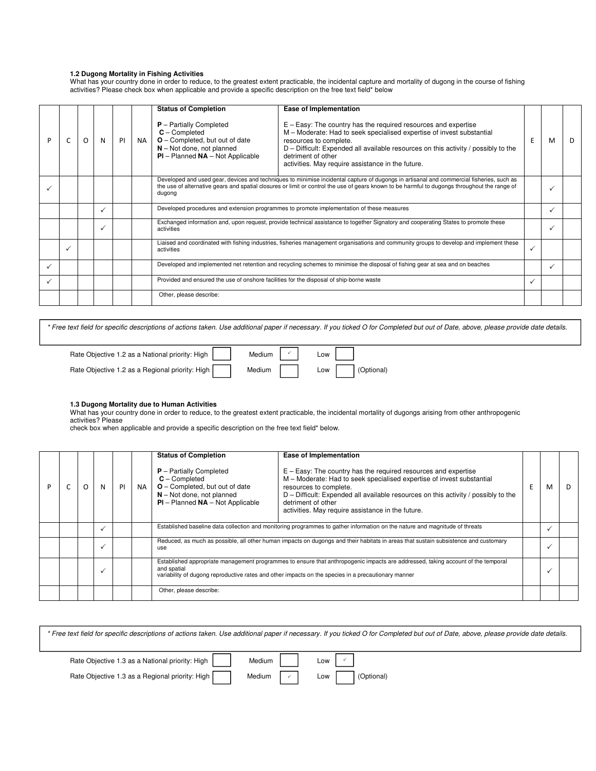### 1.2 Dugong Mortality in Fishing Activities

What has your country done in order to reduce, to the greatest extent practicable, the incidental capture and mortality of dugong in the course of fishing activities? Please check box when applicable and provide a specific description on the free text field* below

| P | C | O | N | PI | NA | **Status of Completion**<br><br>**P** – Partially Completed<br>**C** – Completed<br>**O** – Completed, but out of date<br>**N** – Not done, not planned<br>**PI** – Planned **NA** – Not Applicable | **Ease of Implementation**<br><br>E – Easy: The country has the required resources and expertise<br>M – Moderate: Had to seek specialised expertise of invest substantial resources to complete.<br>D – Difficult: Expended all available resources on this activity / possibly to the detriment of other activities. May require assistance in the future. | E | M | D |
|---|---|---|---|---|---|---|---|---|---|---|
| ✓ | | | | | | Developed and used gear, devices and techniques to minimise incidental capture of dugongs in artisanal and commercial fisheries, such as the use of alternative gears and spatial closures or limit or control the use of gears known to be harmful to dugongs throughout the range of dugong | | | ✓ | |
| | | | ✓ | | | Developed procedures and extension programmes to promote implementation of these measures | | | ✓ | |
| | | | ✓ | | | Exchanged information and, upon request, provide technical assistance to together Signatory and cooperating States to promote these activities | | | ✓ | |
| | ✓ | | | | | Liaised and coordinated with fishing industries, fisheries management organisations and community groups to develop and implement these activities | | ✓ | | |
| ✓ | | | | | | Developed and implemented net retention and recycling schemes to minimise the disposal of fishing gear at sea and on beaches | | | ✓ | |
| ✓ | | | | | | Provided and ensured the use of onshore facilities for the disposal of ship-borne waste | | ✓ | | |
| | | | | | | Other, please describe: | | | | |

*\* Free text field for specific descriptions of actions taken. Use additional paper if necessary. If you ticked O for Completed but out of Date, above, please provide date details.*

Rate Objective 1.2 as a National priority: High [ ] Medium [✓] Low [ ]

Rate Objective 1.2 as a Regional priority: High [ ] Medium [ ] Low [ ] (Optional)

### 1.3 Dugong Mortality due to Human Activities

What has your country done in order to reduce, to the greatest extent practicable, the incidental mortality of dugongs arising from other anthropogenic activities? Please
check box when applicable and provide a specific description on the free text field* below.

| P | C | O | N | PI | NA | **Status of Completion**<br><br>**P** – Partially Completed<br>**C** – Completed<br>**O** – Completed, but out of date<br>**N** – Not done, not planned<br>**PI** – Planned **NA** – Not Applicable | **Ease of Implementation**<br><br>E – Easy: The country has the required resources and expertise<br>M – Moderate: Had to seek specialised expertise of invest substantial resources to complete.<br>D – Difficult: Expended all available resources on this activity / possibly to the detriment of other activities. May require assistance in the future. | E | M | D |
|---|---|---|---|---|---|---|---|---|---|---|
| | | | ✓ | | | Established baseline data collection and monitoring programmes to gather information on the nature and magnitude of threats | | | ✓ | |
| | | | ✓ | | | Reduced, as much as possible, all other human impacts on dugongs and their habitats in areas that sustain subsistence and customary use | | | ✓ | |
| | | | ✓ | | | Established appropriate management programmes to ensure that anthropogenic impacts are addressed, taking account of the temporal and spatial variability of dugong reproductive rates and other impacts on the species in a precautionary manner | | | ✓ | |
| | | | | | | Other, please describe: | | | | |

*\* Free text field for specific descriptions of actions taken. Use additional paper if necessary. If you ticked O for Completed but out of Date, above, please provide date details.*

Rate Objective 1.3 as a National priority: High [ ] Medium [ ] Low [✓]

Rate Objective 1.3 as a Regional priority: High [ ] Medium [✓] Low [ ] (Optional)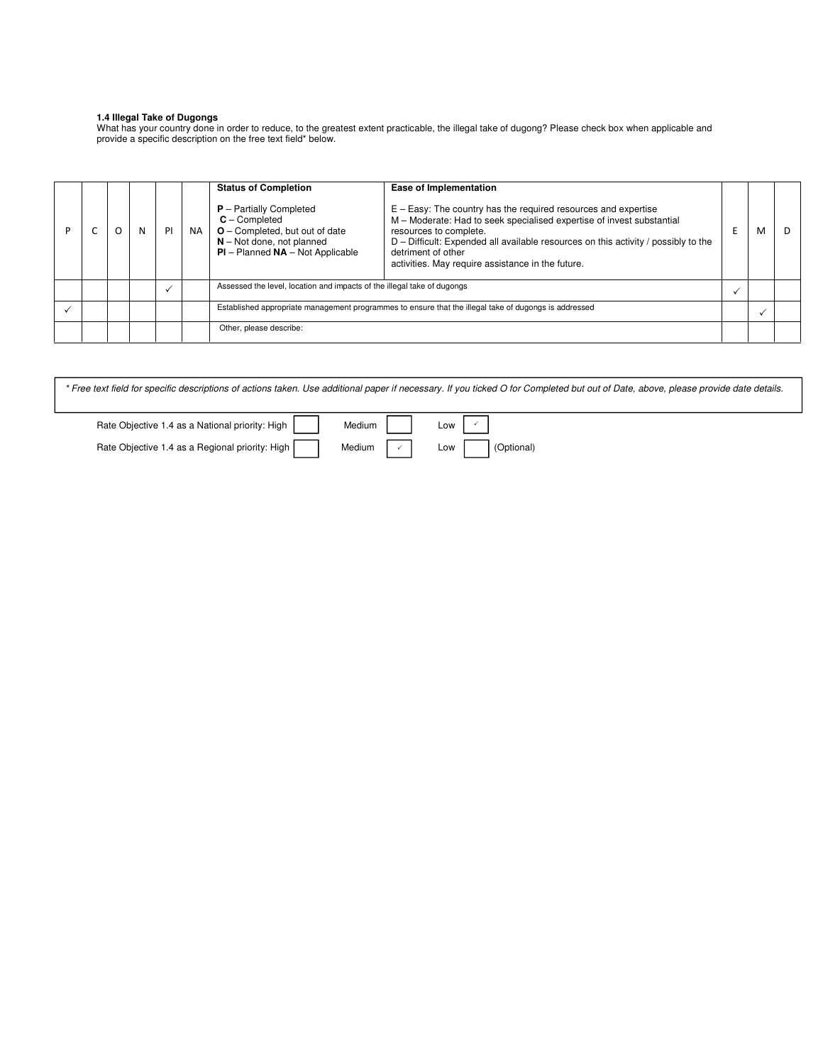**1.4 Illegal Take of Dugongs**

What has your country done in order to reduce, to the greatest extent practicable, the illegal take of dugong? Please check box when applicable and provide a specific description on the free text field* below.

| P | C | O | N | PI | NA | **Status of Completion**<br><br>**P** – Partially Completed<br>**C** – Completed<br>**O** – Completed, but out of date<br>**N** – Not done, not planned<br>**PI** – Planned **NA** – Not Applicable | **Ease of Implementation**<br><br>E – Easy: The country has the required resources and expertise<br>M – Moderate: Had to seek specialised expertise of invest substantial resources to complete.<br>D – Difficult: Expended all available resources on this activity / possibly to the detriment of other activities. May require assistance in the future. | E | M | D |
|---|---|---|---|---|---|---|---|---|---|---|
| | | | | ✓ | | Assessed the level, location and impacts of the illegal take of dugongs | | ✓ | | |
| ✓ | | | | | | Established appropriate management programmes to ensure that the illegal take of dugongs is addressed | | | ✓ | |
| | | | | | | Other, please describe: | | | | |

| *\* Free text field for specific descriptions of actions taken. Use additional paper if necessary. If you ticked O for Completed but out of Date, above, please provide date details.* |
|---|

Rate Objective 1.4 as a National priority: High [ ] Medium [ ] Low [✓]

Rate Objective 1.4 as a Regional priority: High [ ] Medium [✓] Low [ ] (Optional)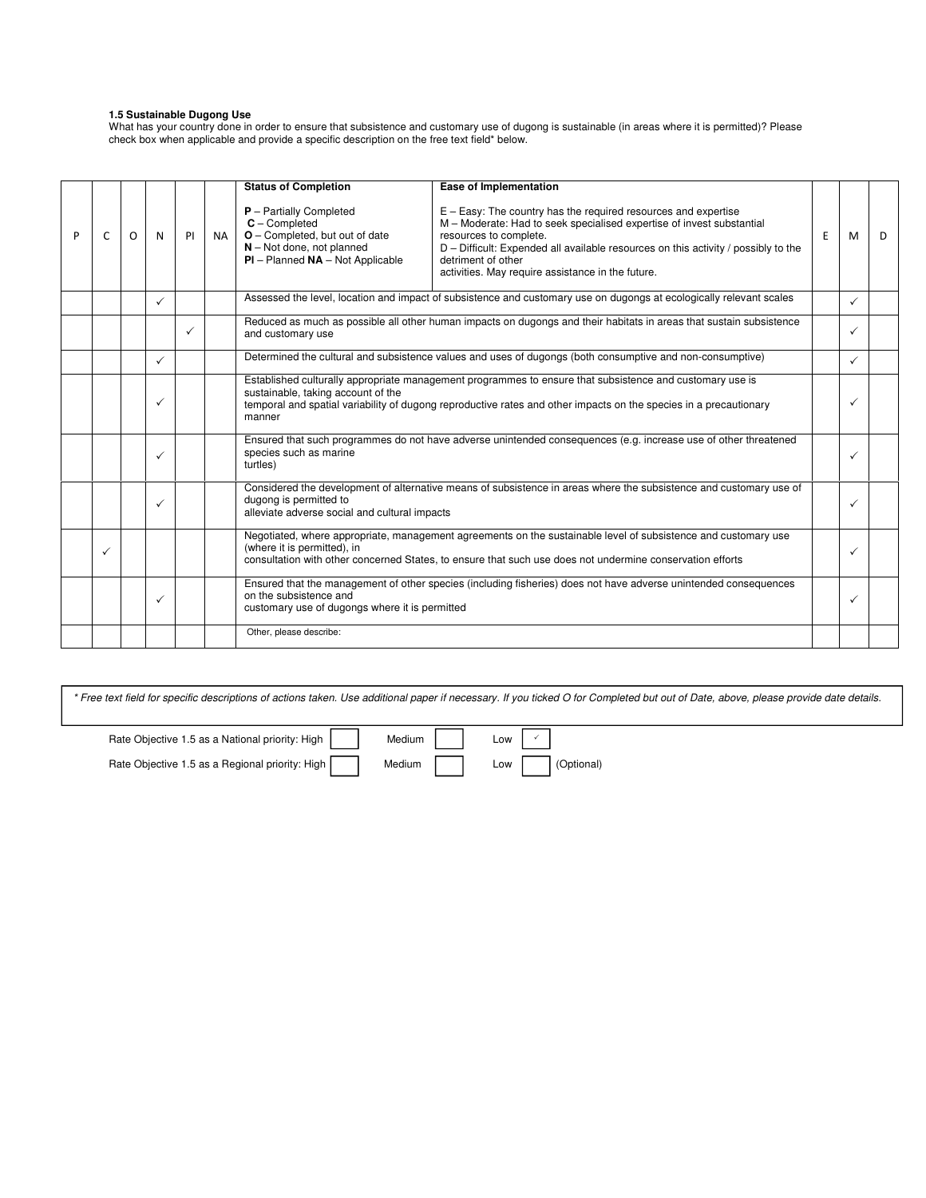**1.5 Sustainable Dugong Use**
What has your country done in order to ensure that subsistence and customary use of dugong is sustainable (in areas where it is permitted)? Please check box when applicable and provide a specific description on the free text field* below.

| P | C | O | N | PI | NA | **Status of Completion**<br><br>**P** – Partially Completed<br>**C** – Completed<br>**O** – Completed, but out of date<br>**N** – Not done, not planned<br>**PI** – Planned **NA** – Not Applicable | **Ease of Implementation**<br><br>E – Easy: The country has the required resources and expertise<br>M – Moderate: Had to seek specialised expertise of invest substantial resources to complete.<br>D – Difficult: Expended all available resources on this activity / possibly to the detriment of other activities. May require assistance in the future. | E | M | D |
|---|---|---|---|---|---|---|---|---|---|---|
| | | | ✓ | | | Assessed the level, location and impact of subsistence and customary use on dugongs at ecologically relevant scales | | | ✓ | |
| | | | | ✓ | | Reduced as much as possible all other human impacts on dugongs and their habitats in areas that sustain subsistence and customary use | | | ✓ | |
| | | | ✓ | | | Determined the cultural and subsistence values and uses of dugongs (both consumptive and non-consumptive) | | | ✓ | |
| | | | ✓ | | | Established culturally appropriate management programmes to ensure that subsistence and customary use is sustainable, taking account of the temporal and spatial variability of dugong reproductive rates and other impacts on the species in a precautionary manner | | | ✓ | |
| | | | ✓ | | | Ensured that such programmes do not have adverse unintended consequences (e.g. increase use of other threatened species such as marine turtles) | | | ✓ | |
| | | | ✓ | | | Considered the development of alternative means of subsistence in areas where the subsistence and customary use of dugong is permitted to alleviate adverse social and cultural impacts | | | ✓ | |
| | ✓ | | | | | Negotiated, where appropriate, management agreements on the sustainable level of subsistence and customary use (where it is permitted), in consultation with other concerned States, to ensure that such use does not undermine conservation efforts | | | ✓ | |
| | | | ✓ | | | Ensured that the management of other species (including fisheries) does not have adverse unintended consequences on the subsistence and customary use of dugongs where it is permitted | | | ✓ | |
| | | | | | | Other, please describe: | | | | |

*\* Free text field for specific descriptions of actions taken. Use additional paper if necessary. If you ticked O for Completed but out of Date, above, please provide date details.*

Rate Objective 1.5 as a National priority: High ☐ Medium ☐ Low ☑

Rate Objective 1.5 as a Regional priority: High ☐ Medium ☐ Low ☐ (Optional)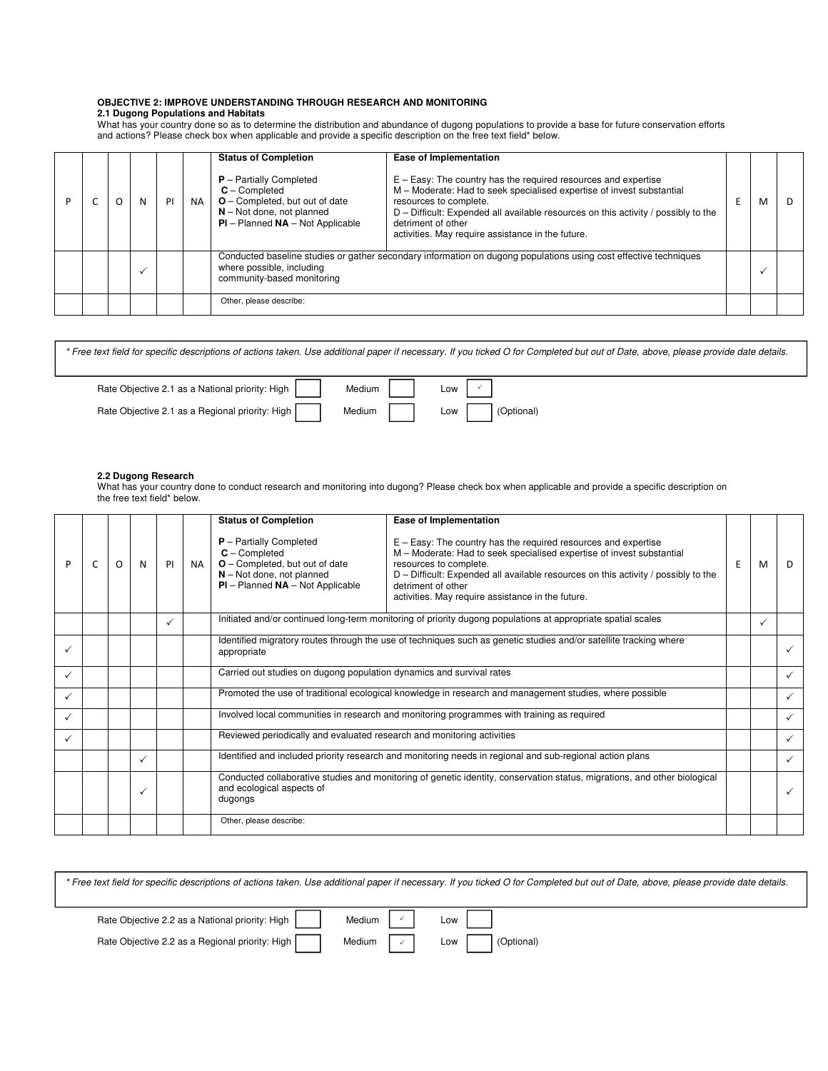**OBJECTIVE 2: IMPROVE UNDERSTANDING THROUGH RESEARCH AND MONITORING**

**2.1 Dugong Populations and Habitats**

What has your country done so as to determine the distribution and abundance of dugong populations to provide a base for future conservation efforts and actions? Please check box when applicable and provide a specific description on the free text field* below.

| P | C | O | N | PI | NA | **Status of Completion**<br><br>**P** – Partially Completed<br>**C** – Completed<br>**O** – Completed, but out of date<br>**N** – Not done, not planned<br>**PI** – Planned **NA** – Not Applicable | **Ease of Implementation**<br><br>E – Easy: The country has the required resources and expertise<br>M – Moderate: Had to seek specialised expertise of invest substantial resources to complete.<br>D – Difficult: Expended all available resources on this activity / possibly to the detriment of other activities. May require assistance in the future. | E | M | D |
|---|---|---|---|---|---|---|---|---|---|---|
| | | | ✓ | | | Conducted baseline studies or gather secondary information on dugong populations using cost effective techniques where possible, including community-based monitoring | | | ✓ | |
| | | | | | | Other, please describe: | | | | |

*\* Free text field for specific descriptions of actions taken. Use additional paper if necessary. If you ticked O for Completed but out of Date, above, please provide date details.*

Rate Objective 2.1 as a National priority: High [ ] Medium [ ] Low [✓]

Rate Objective 2.1 as a Regional priority: High [ ] Medium [ ] Low [ ] (Optional)

**2.2 Dugong Research**

What has your country done to conduct research and monitoring into dugong? Please check box when applicable and provide a specific description on the free text field* below.

| P | C | O | N | PI | NA | **Status of Completion**<br><br>**P** – Partially Completed<br>**C** – Completed<br>**O** – Completed, but out of date<br>**N** – Not done, not planned<br>**PI** – Planned **NA** – Not Applicable | **Ease of Implementation**<br><br>E – Easy: The country has the required resources and expertise<br>M – Moderate: Had to seek specialised expertise of invest substantial resources to complete.<br>D – Difficult: Expended all available resources on this activity / possibly to the detriment of other activities. May require assistance in the future. | E | M | D |
|---|---|---|---|---|---|---|---|---|---|---|
| | | | | ✓ | | Initiated and/or continued long-term monitoring of priority dugong populations at appropriate spatial scales | | | ✓ | |
| ✓ | | | | | | Identified migratory routes through the use of techniques such as genetic studies and/or satellite tracking where appropriate | | | | ✓ |
| ✓ | | | | | | Carried out studies on dugong population dynamics and survival rates | | | | ✓ |
| ✓ | | | | | | Promoted the use of traditional ecological knowledge in research and management studies, where possible | | | | ✓ |
| ✓ | | | | | | Involved local communities in research and monitoring programmes with training as required | | | | ✓ |
| ✓ | | | | | | Reviewed periodically and evaluated research and monitoring activities | | | | ✓ |
| | | | ✓ | | | Identified and included priority research and monitoring needs in regional and sub-regional action plans | | | | ✓ |
| | | | ✓ | | | Conducted collaborative studies and monitoring of genetic identity, conservation status, migrations, and other biological and ecological aspects of dugongs | | | | ✓ |
| | | | | | | Other, please describe: | | | | |

*\* Free text field for specific descriptions of actions taken. Use additional paper if necessary. If you ticked O for Completed but out of Date, above, please provide date details.*

Rate Objective 2.2 as a National priority: High [ ] Medium [✓] Low [ ]

Rate Objective 2.2 as a Regional priority: High [ ] Medium [✓] Low [ ] (Optional)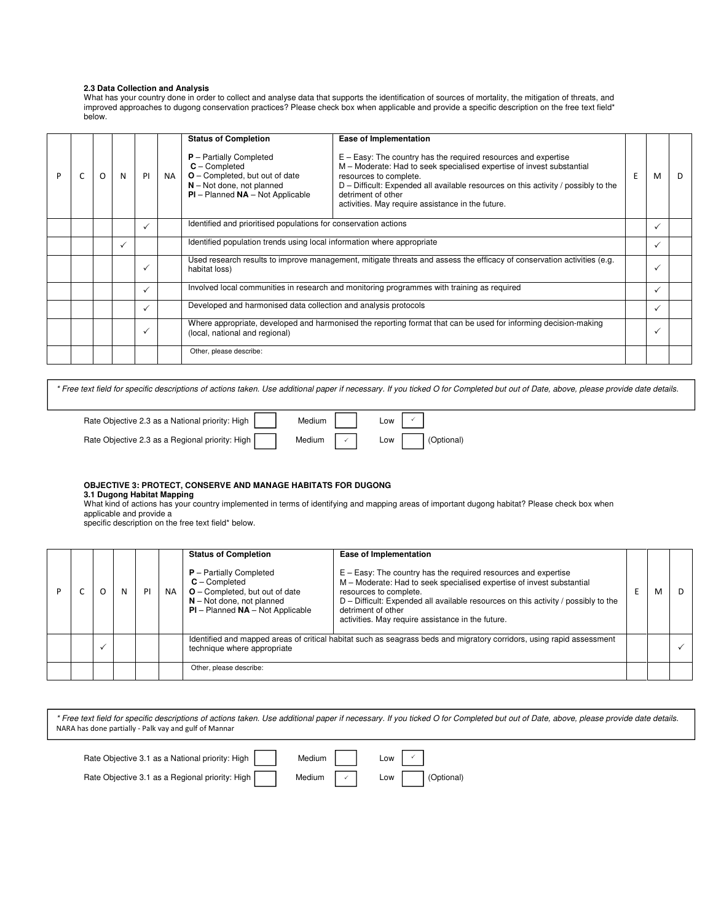**2.3 Data Collection and Analysis**

What has your country done in order to collect and analyse data that supports the identification of sources of mortality, the mitigation of threats, and improved approaches to dugong conservation practices? Please check box when applicable and provide a specific description on the free text field* below.

| P | C | O | N | PI | NA | **Status of Completion**<br><br>**P** – Partially Completed<br>**C** – Completed<br>**O** – Completed, but out of date<br>**N** – Not done, not planned<br>**PI** – Planned **NA** – Not Applicable | **Ease of Implementation**<br><br>E – Easy: The country has the required resources and expertise<br>M – Moderate: Had to seek specialised expertise of invest substantial resources to complete.<br>D – Difficult: Expended all available resources on this activity / possibly to the detriment of other activities. May require assistance in the future. | E | M | D |
|---|---|---|---|---|---|---|---|---|---|---|
| | | | | ✓ | | Identified and prioritised populations for conservation actions | | | ✓ | |
| | | | ✓ | | | Identified population trends using local information where appropriate | | | ✓ | |
| | | | | ✓ | | Used research results to improve management, mitigate threats and assess the efficacy of conservation activities (e.g. habitat loss) | | | ✓ | |
| | | | | ✓ | | Involved local communities in research and monitoring programmes with training as required | | | ✓ | |
| | | | | ✓ | | Developed and harmonised data collection and analysis protocols | | | ✓ | |
| | | | | ✓ | | Where appropriate, developed and harmonised the reporting format that can be used for informing decision-making (local, national and regional) | | | ✓ | |
| | | | | | | Other, please describe: | | | | |

*\* Free text field for specific descriptions of actions taken. Use additional paper if necessary. If you ticked O for Completed but out of Date, above, please provide date details.*

Rate Objective 2.3 as a National priority: High ☐ Medium ☐ Low ☑

Rate Objective 2.3 as a Regional priority: High ☐ Medium ☑ Low ☐ (Optional)

**OBJECTIVE 3: PROTECT, CONSERVE AND MANAGE HABITATS FOR DUGONG**

**3.1 Dugong Habitat Mapping**

What kind of actions has your country implemented in terms of identifying and mapping areas of important dugong habitat? Please check box when applicable and provide a specific description on the free text field* below.

| P | C | O | N | PI | NA | **Status of Completion**<br><br>**P** – Partially Completed<br>**C** – Completed<br>**O** – Completed, but out of date<br>**N** – Not done, not planned<br>**PI** – Planned **NA** – Not Applicable | **Ease of Implementation**<br><br>E – Easy: The country has the required resources and expertise<br>M – Moderate: Had to seek specialised expertise of invest substantial resources to complete.<br>D – Difficult: Expended all available resources on this activity / possibly to the detriment of other activities. May require assistance in the future. | E | M | D |
|---|---|---|---|---|---|---|---|---|---|---|
| | | ✓ | | | | Identified and mapped areas of critical habitat such as seagrass beds and migratory corridors, using rapid assessment technique where appropriate | | | | ✓ |
| | | | | | | Other, please describe: | | | | |

*\* Free text field for specific descriptions of actions taken. Use additional paper if necessary. If you ticked O for Completed but out of Date, above, please provide date details.*

NARA has done partially - Palk vay and gulf of Mannar

Rate Objective 3.1 as a National priority: High ☐ Medium ☐ Low ☑

Rate Objective 3.1 as a Regional priority: High ☐ Medium ☑ Low ☐ (Optional)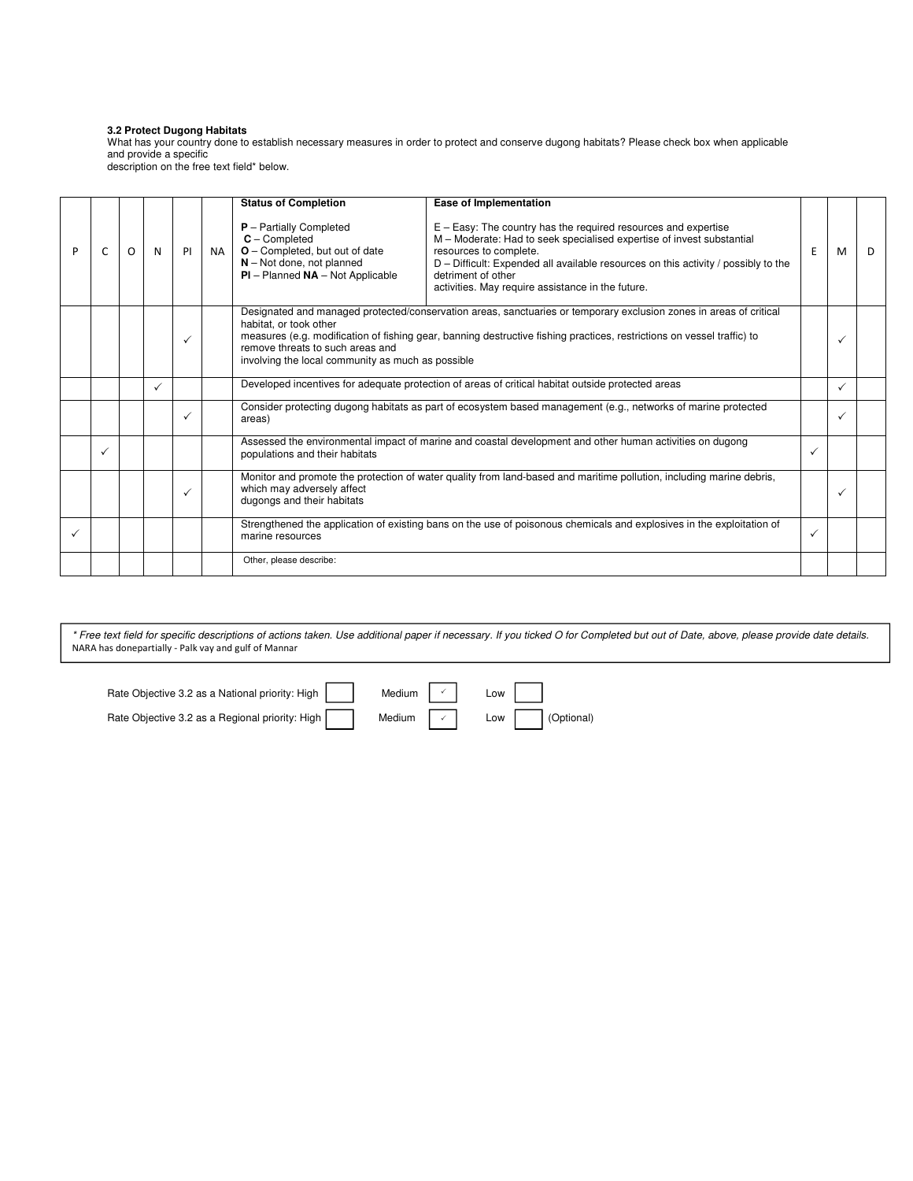**3.2 Protect Dugong Habitats**

What has your country done to establish necessary measures in order to protect and conserve dugong habitats? Please check box when applicable and provide a specific
description on the free text field* below.

| P | C | O | N | PI | NA | **Status of Completion**<br>**P** – Partially Completed<br>**C** – Completed<br>**O** – Completed, but out of date<br>**N** – Not done, not planned<br>**PI** – Planned **NA** – Not Applicable | **Ease of Implementation**<br>E – Easy: The country has the required resources and expertise<br>M – Moderate: Had to seek specialised expertise of invest substantial resources to complete.<br>D – Difficult: Expended all available resources on this activity / possibly to the detriment of other activities. May require assistance in the future. | E | M | D |
|---|---|---|---|---|---|---|---|---|---|---|
| | | | | ✓ | | Designated and managed protected/conservation areas, sanctuaries or temporary exclusion zones in areas of critical habitat, or took other measures (e.g. modification of fishing gear, banning destructive fishing practices, restrictions on vessel traffic) to remove threats to such areas and involving the local community as much as possible | | | ✓ | |
| | | | ✓ | | | Developed incentives for adequate protection of areas of critical habitat outside protected areas | | | ✓ | |
| | | | | ✓ | | Consider protecting dugong habitats as part of ecosystem based management (e.g., networks of marine protected areas) | | | ✓ | |
| | ✓ | | | | | Assessed the environmental impact of marine and coastal development and other human activities on dugong populations and their habitats | | ✓ | | |
| | | | | ✓ | | Monitor and promote the protection of water quality from land-based and maritime pollution, including marine debris, which may adversely affect dugongs and their habitats | | | ✓ | |
| ✓ | | | | | | Strengthened the application of existing bans on the use of poisonous chemicals and explosives in the exploitation of marine resources | | ✓ | | |
| | | | | | | Other, please describe: | | | | |

*\* Free text field for specific descriptions of actions taken. Use additional paper if necessary. If you ticked O for Completed but out of Date, above, please provide date details.*
NARA has donepartially - Palk vay and gulf of Mannar

Rate Objective 3.2 as a National priority: High [ ] Medium [✓] Low [ ]

Rate Objective 3.2 as a Regional priority: High [ ] Medium [✓] Low [ ] (Optional)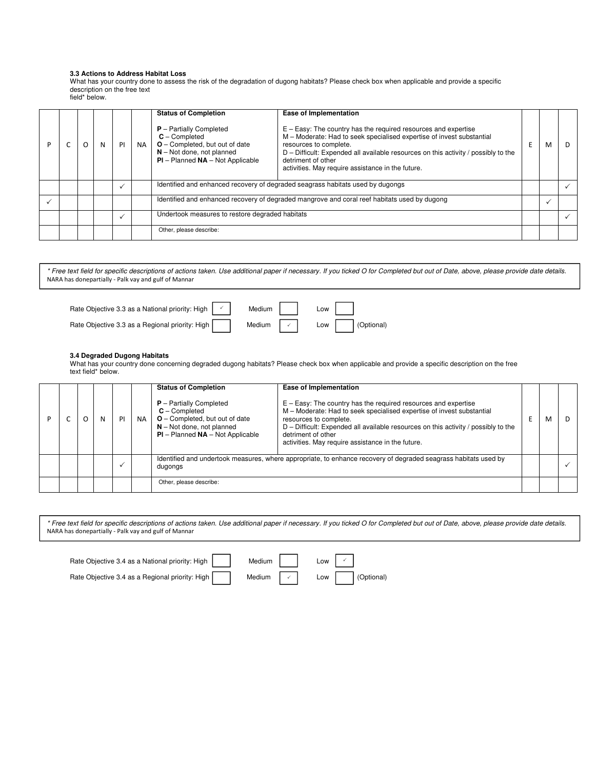**3.3 Actions to Address Habitat Loss**

What has your country done to assess the risk of the degradation of dugong habitats? Please check box when applicable and provide a specific description on the free text field* below.

| P | C | O | N | Pl | NA | **Status of Completion**<br><br>**P** – Partially Completed<br>**C** – Completed<br>**O** – Completed, but out of date<br>**N** – Not done, not planned<br>**Pl** – Planned **NA** – Not Applicable | **Ease of Implementation**<br><br>E – Easy: The country has the required resources and expertise<br>M – Moderate: Had to seek specialised expertise of invest substantial resources to complete.<br>D – Difficult: Expended all available resources on this activity / possibly to the detriment of other activities. May require assistance in the future. | E | M | D |
|---|---|---|---|---|---|---|---|---|---|---|
| | | | | ✓ | | Identified and enhanced recovery of degraded seagrass habitats used by dugongs | | | | ✓ |
| ✓ | | | | | | Identified and enhanced recovery of degraded mangrove and coral reef habitats used by dugong | | | ✓ | |
| | | | | ✓ | | Undertook measures to restore degraded habitats | | | | ✓ |
| | | | | | | Other, please describe: | | | | |

*\* Free text field for specific descriptions of actions taken. Use additional paper if necessary. If you ticked O for Completed but out of Date, above, please provide date details.*

NARA has donepartially - Palk vay and gulf of Mannar

Rate Objective 3.3 as a National priority: High ✓ Medium ☐ Low ☐

Rate Objective 3.3 as a Regional priority: High ☐ Medium ✓ Low ☐ (Optional)

**3.4 Degraded Dugong Habitats**

What has your country done concerning degraded dugong habitats? Please check box when applicable and provide a specific description on the free text field* below.

| P | C | O | N | Pl | NA | **Status of Completion**<br><br>**P** – Partially Completed<br>**C** – Completed<br>**O** – Completed, but out of date<br>**N** – Not done, not planned<br>**Pl** – Planned **NA** – Not Applicable | **Ease of Implementation**<br><br>E – Easy: The country has the required resources and expertise<br>M – Moderate: Had to seek specialised expertise of invest substantial resources to complete.<br>D – Difficult: Expended all available resources on this activity / possibly to the detriment of other activities. May require assistance in the future. | E | M | D |
|---|---|---|---|---|---|---|---|---|---|---|
| | | | | ✓ | | Identified and undertook measures, where appropriate, to enhance recovery of degraded seagrass habitats used by dugongs | | | | ✓ |
| | | | | | | Other, please describe: | | | | |

*\* Free text field for specific descriptions of actions taken. Use additional paper if necessary. If you ticked O for Completed but out of Date, above, please provide date details.*

NARA has donepartially - Palk vay and gulf of Mannar

Rate Objective 3.4 as a National priority: High ☐ Medium ☐ Low ✓

Rate Objective 3.4 as a Regional priority: High ☐ Medium ✓ Low ☐ (Optional)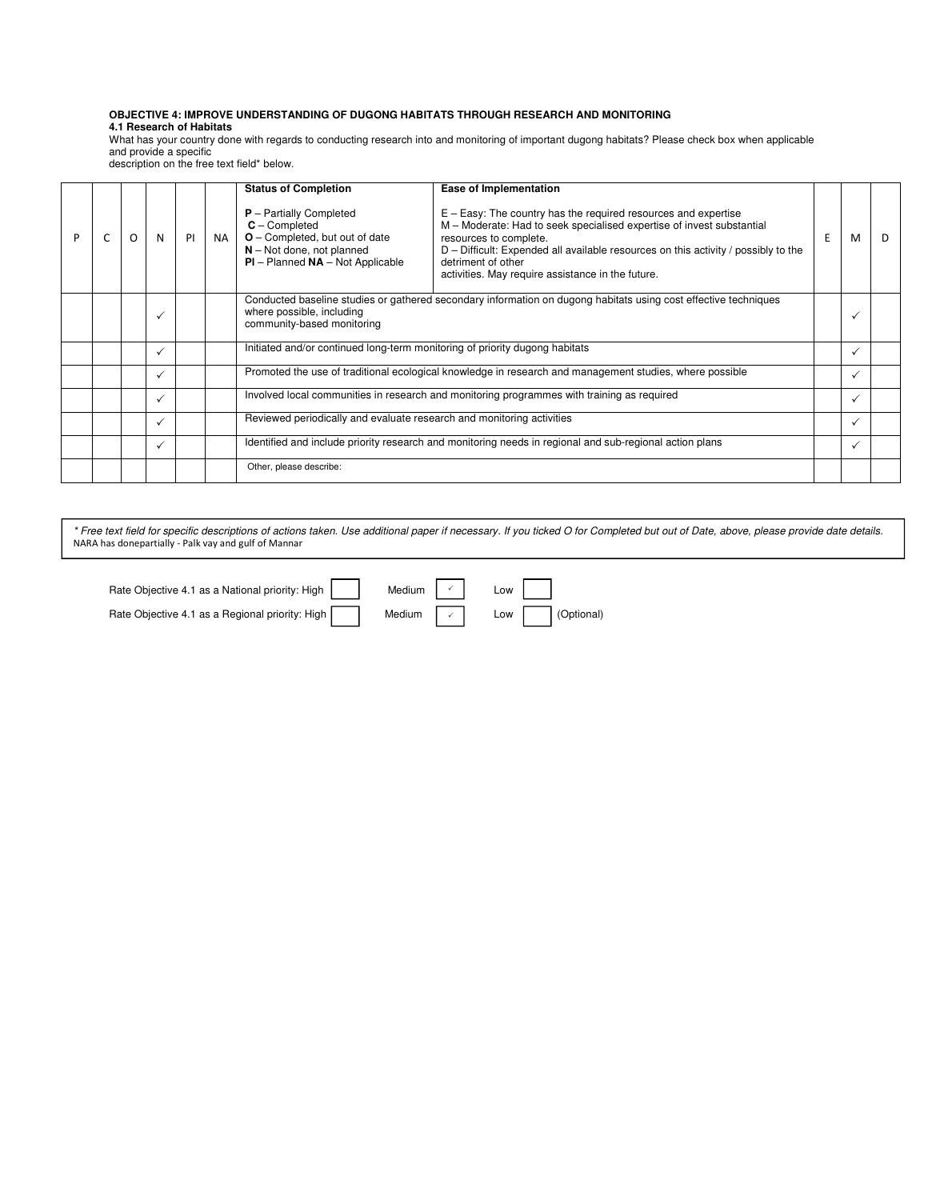**OBJECTIVE 4: IMPROVE UNDERSTANDING OF DUGONG HABITATS THROUGH RESEARCH AND MONITORING**

**4.1 Research of Habitats**

What has your country done with regards to conducting research into and monitoring of important dugong habitats? Please check box when applicable and provide a specific description on the free text field* below.

| P | C | O | N | PI | NA | **Status of Completion**<br><br>**P** – Partially Completed<br>**C** – Completed<br>**O** – Completed, but out of date<br>**N** – Not done, not planned<br>**PI** – Planned **NA** – Not Applicable | **Ease of Implementation**<br><br>E – Easy: The country has the required resources and expertise<br>M – Moderate: Had to seek specialised expertise of invest substantial resources to complete.<br>D – Difficult: Expended all available resources on this activity / possibly to the detriment of other activities. May require assistance in the future. | E | M | D |
|---|---|---|---|---|---|---|---|---|---|---|
| | | | ✓ | | | Conducted baseline studies or gathered secondary information on dugong habitats using cost effective techniques where possible, including community-based monitoring | | | ✓ | |
| | | | ✓ | | | Initiated and/or continued long-term monitoring of priority dugong habitats | | | ✓ | |
| | | | ✓ | | | Promoted the use of traditional ecological knowledge in research and management studies, where possible | | | ✓ | |
| | | | ✓ | | | Involved local communities in research and monitoring programmes with training as required | | | ✓ | |
| | | | ✓ | | | Reviewed periodically and evaluate research and monitoring activities | | | ✓ | |
| | | | ✓ | | | Identified and include priority research and monitoring needs in regional and sub-regional action plans | | | ✓ | |
| | | | | | | Other, please describe: | | | | |

*\* Free text field for specific descriptions of actions taken. Use additional paper if necessary. If you ticked O for Completed but out of Date, above, please provide date details.*

NARA has donepartially - Palk vay and gulf of Mannar

Rate Objective 4.1 as a National priority: High [ ] Medium [✓] Low [ ]

Rate Objective 4.1 as a Regional priority: High [ ] Medium [✓] Low [ ] (Optional)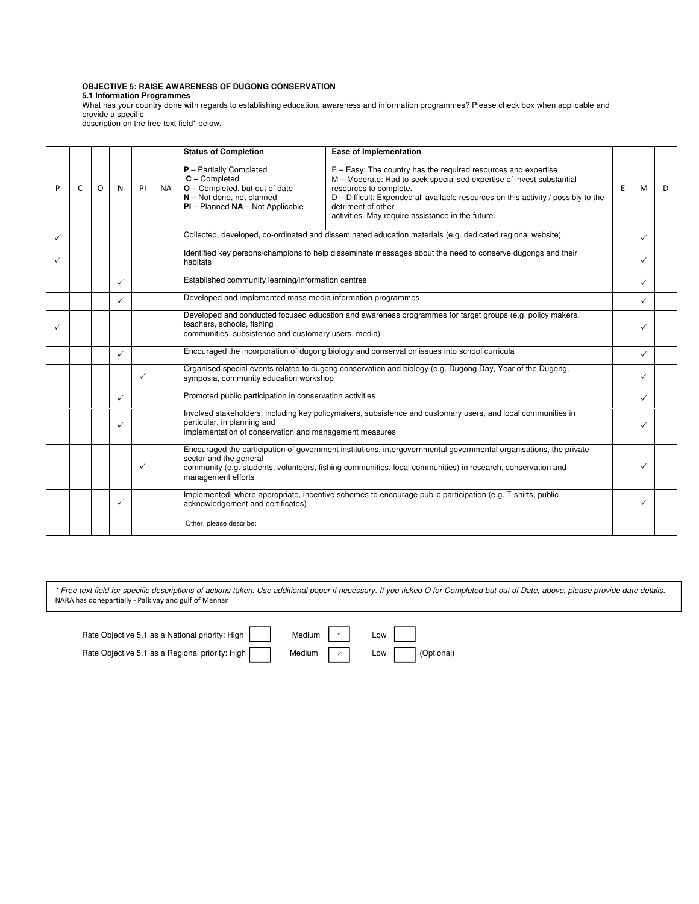**OBJECTIVE 5: RAISE AWARENESS OF DUGONG CONSERVATION**

**5.1 Information Programmes**

What has your country done with regards to establishing education, awareness and information programmes? Please check box when applicable and provide a specific description on the free text field* below.

| P | C | O | N | PI | NA | **Status of Completion**<br><br>**P** – Partially Completed<br>**C** – Completed<br>**O** – Completed, but out of date<br>**N** – Not done, not planned<br>**PI** – Planned **NA** – Not Applicable | **Ease of Implementation**<br><br>E – Easy: The country has the required resources and expertise<br>M – Moderate: Had to seek specialised expertise of invest substantial resources to complete.<br>D – Difficult: Expended all available resources on this activity / possibly to the detriment of other activities. May require assistance in the future. | E | M | D |
|---|---|---|---|---|---|---|---|---|---|---|
| ✓ | | | | | | Collected, developed, co-ordinated and disseminated education materials (e.g. dedicated regional website) | | | ✓ | |
| ✓ | | | | | | Identified key persons/champions to help disseminate messages about the need to conserve dugongs and their habitats | | | ✓ | |
| | | | ✓ | | | Established community learning/information centres | | | ✓ | |
| | | | ✓ | | | Developed and implemented mass media information programmes | | | ✓ | |
| ✓ | | | | | | Developed and conducted focused education and awareness programmes for target groups (e.g. policy makers, teachers, schools, fishing communities, subsistence and customary users, media) | | | ✓ | |
| | | | ✓ | | | Encouraged the incorporation of dugong biology and conservation issues into school curricula | | | ✓ | |
| | | | | ✓ | | Organised special events related to dugong conservation and biology (e.g. Dugong Day, Year of the Dugong, symposia, community education workshop | | | ✓ | |
| | | | ✓ | | | Promoted public participation in conservation activities | | | ✓ | |
| | | | ✓ | | | Involved stakeholders, including key policymakers, subsistence and customary users, and local communities in particular, in planning and implementation of conservation and management measures | | | ✓ | |
| | | | | ✓ | | Encouraged the participation of government institutions, intergovernmental governmental organisations, the private sector and the general community (e.g. students, volunteers, fishing communities, local communities) in research, conservation and management efforts | | | ✓ | |
| | | | ✓ | | | Implemented, where appropriate, incentive schemes to encourage public participation (e.g. T-shirts, public acknowledgement and certificates) | | | ✓ | |
| | | | | | | Other, please describe: | | | | |

*\* Free text field for specific descriptions of actions taken. Use additional paper if necessary. If you ticked O for Completed but out of Date, above, please provide date details.*

NARA has donepartially - Palk vay and gulf of Mannar

Rate Objective 5.1 as a National priority: High [ ] Medium [✓] Low [ ]

Rate Objective 5.1 as a Regional priority: High [ ] Medium [✓] Low [ ] (Optional)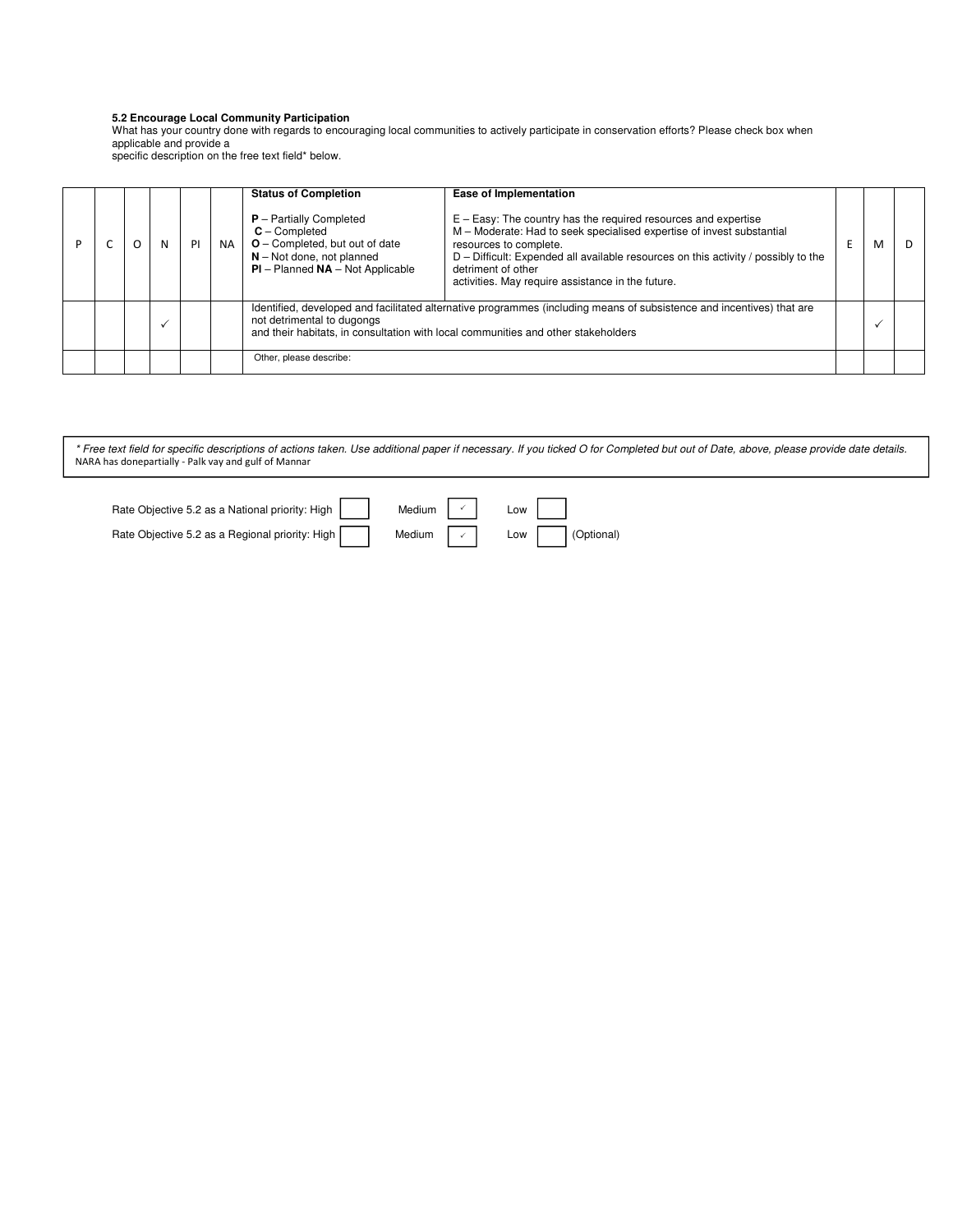**5.2 Encourage Local Community Participation**

What has your country done with regards to encouraging local communities to actively participate in conservation efforts? Please check box when applicable and provide a
specific description on the free text field* below.

| P | C | O | N | PI | NA | **Status of Completion**<br><br>**P** – Partially Completed<br>**C** – Completed<br>**O** – Completed, but out of date<br>**N** – Not done, not planned<br>**PI** – Planned **NA** – Not Applicable | **Ease of Implementation**<br><br>E – Easy: The country has the required resources and expertise<br>M – Moderate: Had to seek specialised expertise of invest substantial resources to complete.<br>D – Difficult: Expended all available resources on this activity / possibly to the detriment of other activities. May require assistance in the future. | E | M | D |
|---|---|---|---|---|---|---|---|---|---|---|
| | | | ✓ | | | Identified, developed and facilitated alternative programmes (including means of subsistence and incentives) that are not detrimental to dugongs and their habitats, in consultation with local communities and other stakeholders | | | ✓ | |
| | | | | | | Other, please describe: | | | | |

*\* Free text field for specific descriptions of actions taken. Use additional paper if necessary. If you ticked O for Completed but out of Date, above, please provide date details.*
NARA has donepartially - Palk vay and gulf of Mannar

Rate Objective 5.2 as a National priority: High [ ] Medium [✓] Low [ ]

Rate Objective 5.2 as a Regional priority: High [ ] Medium [✓] Low [ ] (Optional)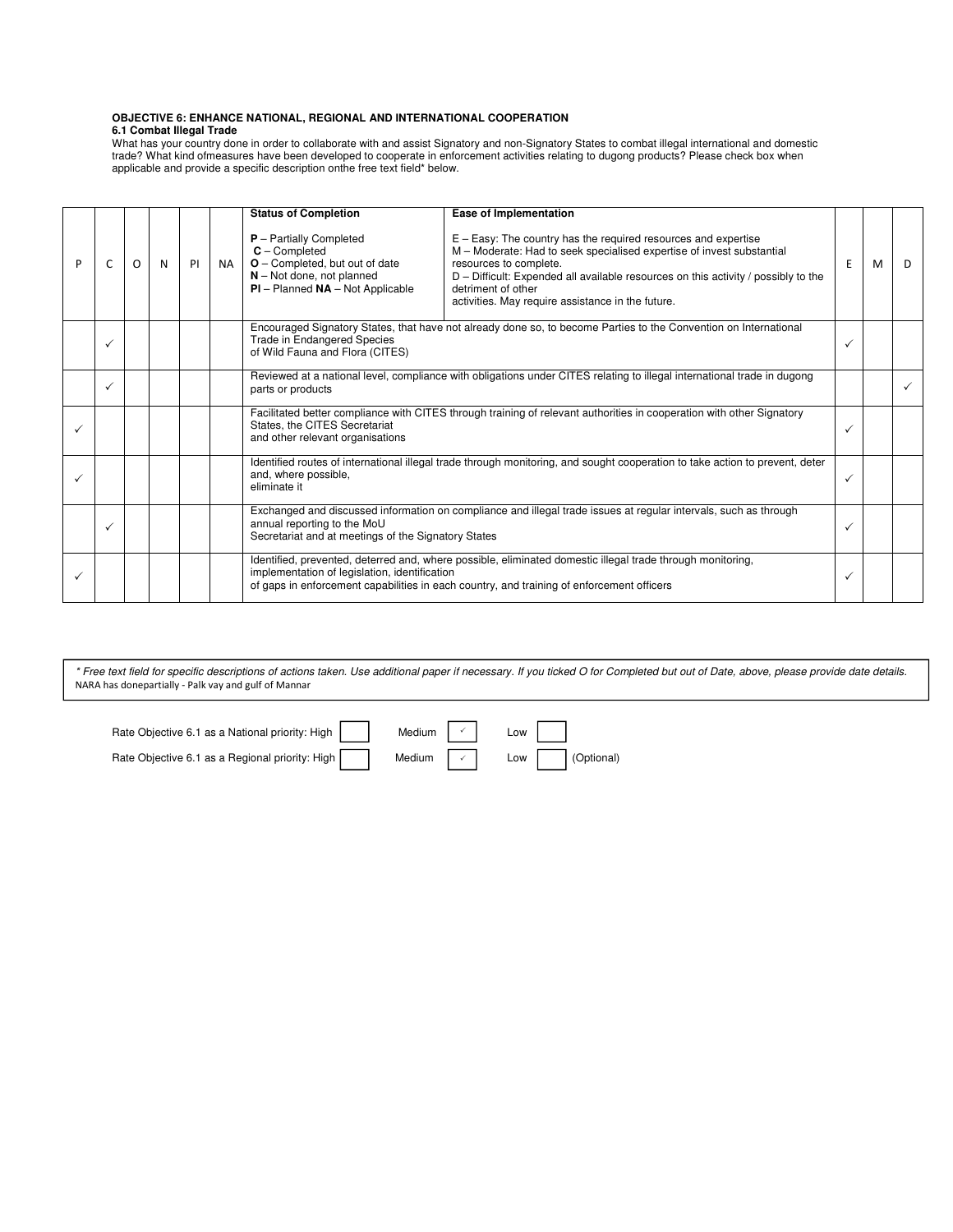**OBJECTIVE 6: ENHANCE NATIONAL, REGIONAL AND INTERNATIONAL COOPERATION**

**6.1 Combat Illegal Trade**

What has your country done in order to collaborate with and assist Signatory and non-Signatory States to combat illegal international and domestic trade? What kind ofmeasures have been developed to cooperate in enforcement activities relating to dugong products? Please check box when applicable and provide a specific description onthe free text field* below.

| P | C | O | N | PI | NA | **Status of Completion**<br><br>**P** – Partially Completed<br>**C** – Completed<br>**O** – Completed, but out of date<br>**N** – Not done, not planned<br>**PI** – Planned **NA** – Not Applicable | **Ease of Implementation**<br><br>E – Easy: The country has the required resources and expertise<br>M – Moderate: Had to seek specialised expertise of invest substantial resources to complete.<br>D – Difficult: Expended all available resources on this activity / possibly to the detriment of other activities. May require assistance in the future. | E | M | D |
|---|---|---|---|---|---|---|---|---|---|---|
| | ✓ | | | | | Encouraged Signatory States, that have not already done so, to become Parties to the Convention on International Trade in Endangered Species of Wild Fauna and Flora (CITES) | | ✓ | | |
| | ✓ | | | | | Reviewed at a national level, compliance with obligations under CITES relating to illegal international trade in dugong parts or products | | | | ✓ |
| ✓ | | | | | | Facilitated better compliance with CITES through training of relevant authorities in cooperation with other Signatory States, the CITES Secretariat and other relevant organisations | | ✓ | | |
| ✓ | | | | | | Identified routes of international illegal trade through monitoring, and sought cooperation to take action to prevent, deter and, where possible, eliminate it | | ✓ | | |
| | ✓ | | | | | Exchanged and discussed information on compliance and illegal trade issues at regular intervals, such as through annual reporting to the MoU Secretariat and at meetings of the Signatory States | | ✓ | | |
| ✓ | | | | | | Identified, prevented, deterred and, where possible, eliminated domestic illegal trade through monitoring, implementation of legislation, identification of gaps in enforcement capabilities in each country, and training of enforcement officers | | ✓ | | |

*\* Free text field for specific descriptions of actions taken. Use additional paper if necessary. If you ticked O for Completed but out of Date, above, please provide date details.*

NARA has donepartially - Palk vay and gulf of Mannar

Rate Objective 6.1 as a National priority: High ☐ Medium ☑ Low ☐

Rate Objective 6.1 as a Regional priority: High ☐ Medium ☑ Low ☐ (Optional)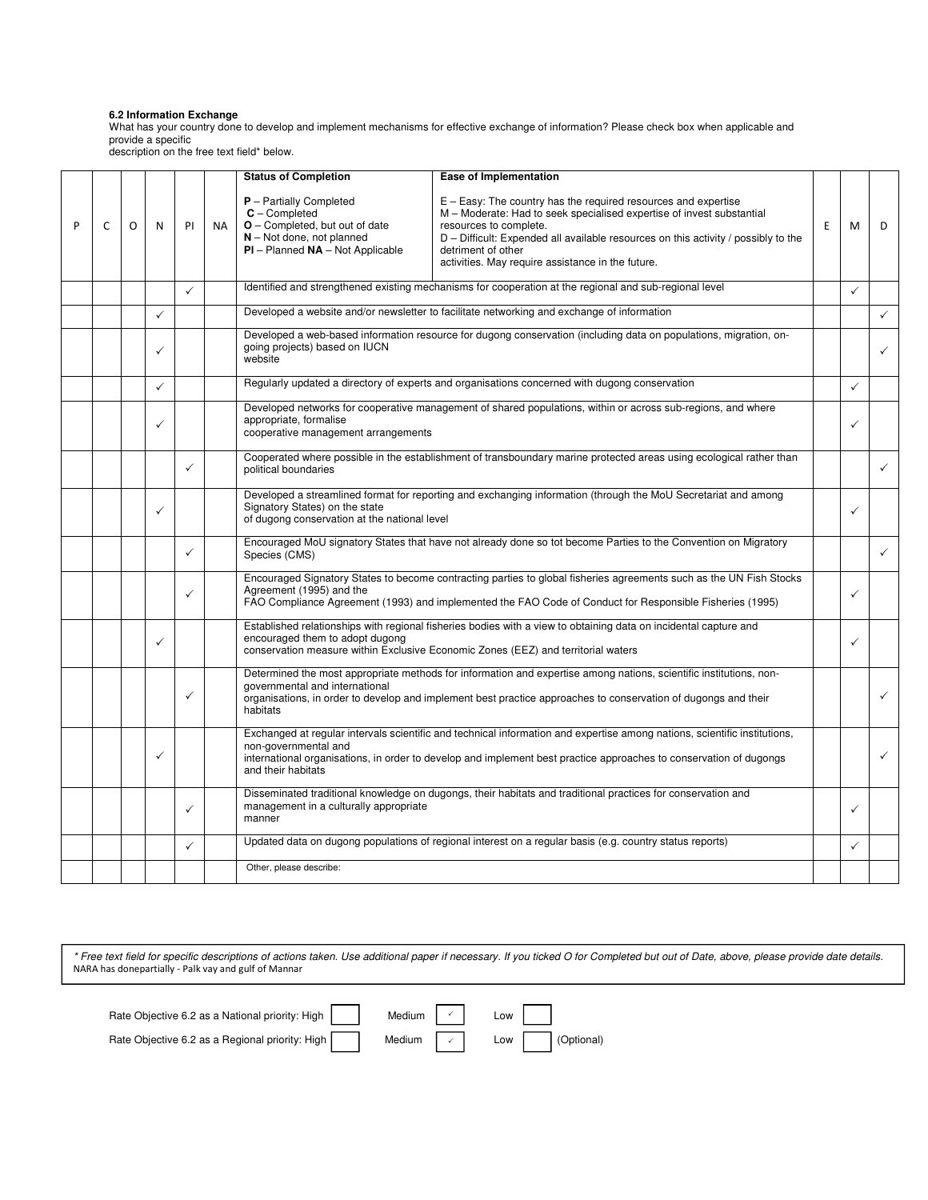**6.2 Information Exchange**
What has your country done to develop and implement mechanisms for effective exchange of information? Please check box when applicable and provide a specific
description on the free text field* below.

| P | C | O | N | Pl | NA | **Status of Completion**<br><br>**P** – Partially Completed<br>**C** – Completed<br>**O** – Completed, but out of date<br>**N** – Not done, not planned<br>**Pl** – Planned **NA** – Not Applicable | **Ease of Implementation**<br><br>E – Easy: The country has the required resources and expertise<br>M – Moderate: Had to seek specialised expertise of invest substantial resources to complete.<br>D – Difficult: Expended all available resources on this activity / possibly to the detriment of other activities. May require assistance in the future. | E | M | D |
|---|---|---|---|---|---|---|---|---|---|---|
| | | | | ✓ | | Identified and strengthened existing mechanisms for cooperation at the regional and sub-regional level | | | ✓ | |
| | | | ✓ | | | Developed a website and/or newsletter to facilitate networking and exchange of information | | | | ✓ |
| | | | ✓ | | | Developed a web-based information resource for dugong conservation (including data on populations, migration, on-going projects) based on IUCN website | | | | ✓ |
| | | | ✓ | | | Regularly updated a directory of experts and organisations concerned with dugong conservation | | | ✓ | |
| | | | ✓ | | | Developed networks for cooperative management of shared populations, within or across sub-regions, and where appropriate, formalise cooperative management arrangements | | | ✓ | |
| | | | | ✓ | | Cooperated where possible in the establishment of transboundary marine protected areas using ecological rather than political boundaries | | | | ✓ |
| | | | ✓ | | | Developed a streamlined format for reporting and exchanging information (through the MoU Secretariat and among Signatory States) on the state of dugong conservation at the national level | | | ✓ | |
| | | | | ✓ | | Encouraged MoU signatory States that have not already done so tot become Parties to the Convention on Migratory Species (CMS) | | | | ✓ |
| | | | | ✓ | | Encouraged Signatory States to become contracting parties to global fisheries agreements such as the UN Fish Stocks Agreement (1995) and the FAO Compliance Agreement (1993) and implemented the FAO Code of Conduct for Responsible Fisheries (1995) | | | ✓ | |
| | | | ✓ | | | Established relationships with regional fisheries bodies with a view to obtaining data on incidental capture and encouraged them to adopt dugong conservation measure within Exclusive Economic Zones (EEZ) and territorial waters | | | ✓ | |
| | | | | ✓ | | Determined the most appropriate methods for information and expertise among nations, scientific institutions, non-governmental and international organisations, in order to develop and implement best practice approaches to conservation of dugongs and their habitats | | | | ✓ |
| | | | ✓ | | | Exchanged at regular intervals scientific and technical information and expertise among nations, scientific institutions, non-governmental and international organisations, in order to develop and implement best practice approaches to conservation of dugongs and their habitats | | | | ✓ |
| | | | | ✓ | | Disseminated traditional knowledge on dugongs, their habitats and traditional practices for conservation and management in a culturally appropriate manner | | | ✓ | |
| | | | | ✓ | | Updated data on dugong populations of regional interest on a regular basis (e.g. country status reports) | | | ✓ | |
| | | | | | | Other, please describe: | | | | |

*\* Free text field for specific descriptions of actions taken. Use additional paper if necessary. If you ticked O for Completed but out of Date, above, please provide date details.*
NARA has donepartially - Palk vay and gulf of Mannar

Rate Objective 6.2 as a National priority: High [ ] Medium [✓] Low [ ]

Rate Objective 6.2 as a Regional priority: High [ ] Medium [✓] Low [ ] (Optional)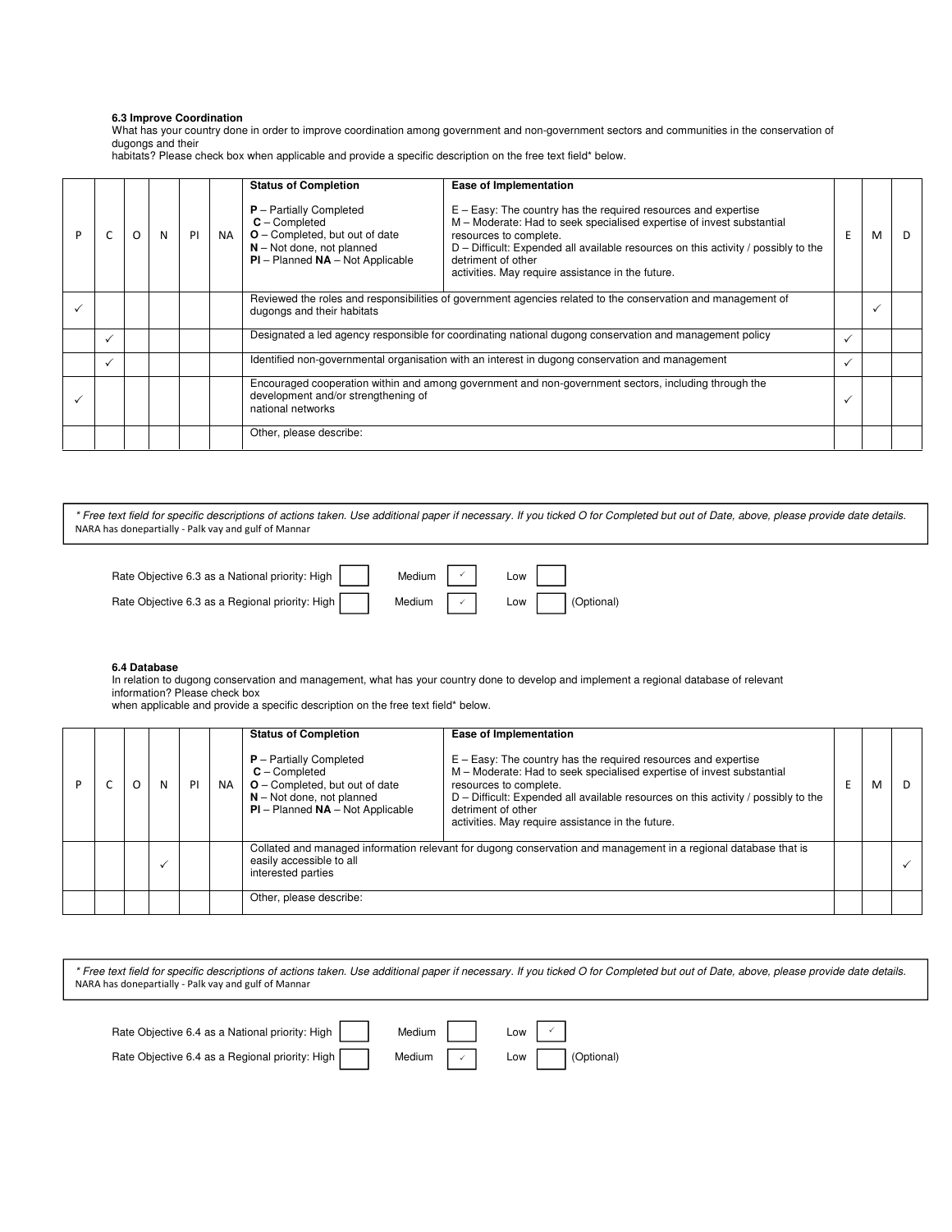**6.3 Improve Coordination**

What has your country done in order to improve coordination among government and non-government sectors and communities in the conservation of dugongs and their habitats? Please check box when applicable and provide a specific description on the free text field* below.

| P | C | O | N | PI | NA | Status of Completion<br><br>**P** – Partially Completed<br>**C** – Completed<br>**O** – Completed, but out of date<br>**N** – Not done, not planned<br>**PI** – Planned **NA** – Not Applicable | Ease of Implementation<br><br>E – Easy: The country has the required resources and expertise<br>M – Moderate: Had to seek specialised expertise of invest substantial resources to complete.<br>D – Difficult: Expended all available resources on this activity / possibly to the detriment of other activities. May require assistance in the future. | E | M | D |
|---|---|---|---|---|---|---|---|---|---|---|
| ✓ | | | | | | Reviewed the roles and responsibilities of government agencies related to the conservation and management of dugongs and their habitats | | | ✓ | |
| | ✓ | | | | | Designated a led agency responsible for coordinating national dugong conservation and management policy | | ✓ | | |
| | ✓ | | | | | Identified non-governmental organisation with an interest in dugong conservation and management | | ✓ | | |
| ✓ | | | | | | Encouraged cooperation within and among government and non-government sectors, including through the development and/or strengthening of national networks | | ✓ | | |
| | | | | | | Other, please describe: | | | | |

*\* Free text field for specific descriptions of actions taken. Use additional paper if necessary. If you ticked O for Completed but out of Date, above, please provide date details.*
NARA has donepartially - Palk vay and gulf of Mannar

Rate Objective 6.3 as a National priority: High [ ] Medium [✓] Low [ ]

Rate Objective 6.3 as a Regional priority: High [ ] Medium [✓] Low [ ] (Optional)

**6.4 Database**

In relation to dugong conservation and management, what has your country done to develop and implement a regional database of relevant information? Please check box when applicable and provide a specific description on the free text field* below.

| P | C | O | N | PI | NA | Status of Completion<br><br>**P** – Partially Completed<br>**C** – Completed<br>**O** – Completed, but out of date<br>**N** – Not done, not planned<br>**PI** – Planned **NA** – Not Applicable | Ease of Implementation<br><br>E – Easy: The country has the required resources and expertise<br>M – Moderate: Had to seek specialised expertise of invest substantial resources to complete.<br>D – Difficult: Expended all available resources on this activity / possibly to the detriment of other activities. May require assistance in the future. | E | M | D |
|---|---|---|---|---|---|---|---|---|---|---|
| | | | ✓ | | | Collated and managed information relevant for dugong conservation and management in a regional database that is easily accessible to all interested parties | | | | ✓ |
| | | | | | | Other, please describe: | | | | |

*\* Free text field for specific descriptions of actions taken. Use additional paper if necessary. If you ticked O for Completed but out of Date, above, please provide date details.*
NARA has donepartially - Palk vay and gulf of Mannar

Rate Objective 6.4 as a National priority: High [ ] Medium [ ] Low [✓]

Rate Objective 6.4 as a Regional priority: High [ ] Medium [✓] Low [ ] (Optional)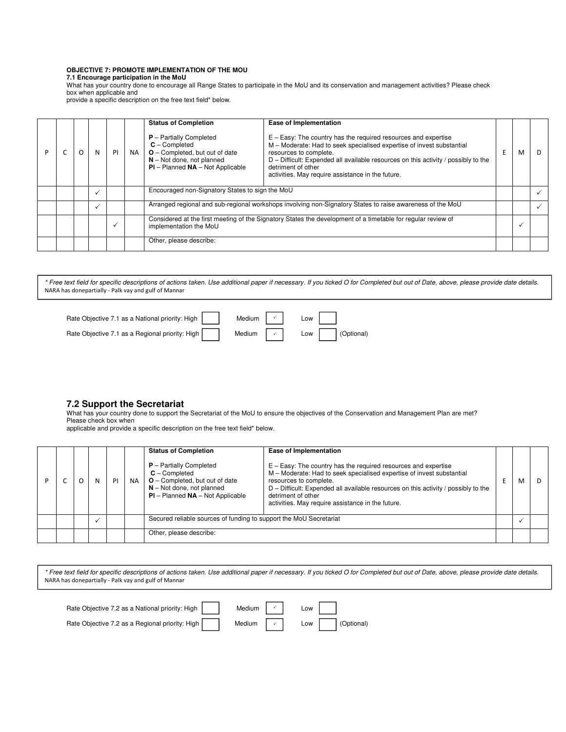**OBJECTIVE 7: PROMOTE IMPLEMENTATION OF THE MOU**

**7.1 Encourage participation in the MoU**

What has your country done to encourage all Range States to participate in the MoU and its conservation and management activities? Please check box when applicable and
provide a specific description on the free text field* below.

| P | C | O | N | PI | NA | **Status of Completion**<br><br>**P** – Partially Completed<br>**C** – Completed<br>**O** – Completed, but out of date<br>**N** – Not done, not planned<br>**PI** – Planned **NA** – Not Applicable | **Ease of Implementation**<br><br>E – Easy: The country has the required resources and expertise<br>M – Moderate: Had to seek specialised expertise of invest substantial resources to complete.<br>D – Difficult: Expended all available resources on this activity / possibly to the detriment of other activities. May require assistance in the future. | E | M | D |
|---|---|---|---|---|---|---|---|---|---|---|
| | | | ✓ | | | Encouraged non-Signatory States to sign the MoU | | | | ✓ |
| | | | ✓ | | | Arranged regional and sub-regional workshops involving non-Signatory States to raise awareness of the MoU | | | | ✓ |
| | | | | ✓ | | Considered at the first meeting of the Signatory States the development of a timetable for regular review of implementation the MoU | | | ✓ | |
| | | | | | | Other, please describe: | | | | |

*\* Free text field for specific descriptions of actions taken. Use additional paper if necessary. If you ticked O for Completed but out of Date, above, please provide date details.*
NARA has donepartially - Palk vay and gulf of Mannar

Rate Objective 7.1 as a National priority: High ☐ Medium ☑ Low ☐

Rate Objective 7.1 as a Regional priority: High ☐ Medium ☑ Low ☐ (Optional)

## 7.2 Support the Secretariat

What has your country done to support the Secretariat of the MoU to ensure the objectives of the Conservation and Management Plan are met? Please check box when
applicable and provide a specific description on the free text field* below.

| P | C | O | N | PI | NA | **Status of Completion**<br><br>**P** – Partially Completed<br>**C** – Completed<br>**O** – Completed, but out of date<br>**N** – Not done, not planned<br>**PI** – Planned **NA** – Not Applicable | **Ease of Implementation**<br><br>E – Easy: The country has the required resources and expertise<br>M – Moderate: Had to seek specialised expertise of invest substantial resources to complete.<br>D – Difficult: Expended all available resources on this activity / possibly to the detriment of other activities. May require assistance in the future. | E | M | D |
|---|---|---|---|---|---|---|---|---|---|---|
| | | | ✓ | | | Secured reliable sources of funding to support the MoU Secretariat | | | ✓ | |
| | | | | | | Other, please describe: | | | | |

*\* Free text field for specific descriptions of actions taken. Use additional paper if necessary. If you ticked O for Completed but out of Date, above, please provide date details.*
NARA has donepartially - Palk vay and gulf of Mannar

Rate Objective 7.2 as a National priority: High ☐ Medium ☑ Low ☐

Rate Objective 7.2 as a Regional priority: High ☐ Medium ☑ Low ☐ (Optional)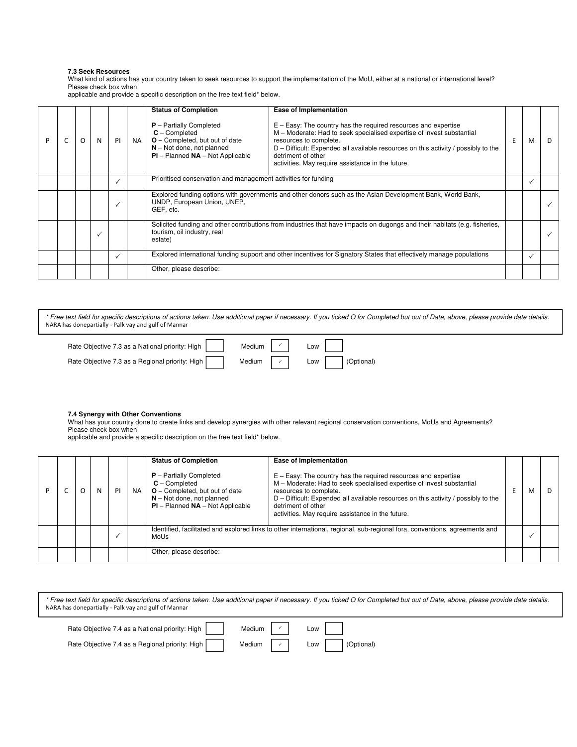**7.3 Seek Resources**

What kind of actions has your country taken to seek resources to support the implementation of the MoU, either at a national or international level? Please check box when applicable and provide a specific description on the free text field* below.

| P | C | O | N | PI | NA | Status of Completion<br><br>**P** – Partially Completed<br>**C** – Completed<br>**O** – Completed, but out of date<br>**N** – Not done, not planned<br>**PI** – Planned **NA** – Not Applicable | Ease of Implementation<br><br>E – Easy: The country has the required resources and expertise<br>M – Moderate: Had to seek specialised expertise of invest substantial resources to complete.<br>D – Difficult: Expended all available resources on this activity / possibly to the detriment of other activities. May require assistance in the future. | E | M | D |
|---|---|---|---|---|---|---|---|---|---|---|
| | | | | ✓ | | Prioritised conservation and management activities for funding | | | ✓ | |
| | | | | ✓ | | Explored funding options with governments and other donors such as the Asian Development Bank, World Bank, UNDP, European Union, UNEP, GEF, etc. | | | | ✓ |
| | | | ✓ | | | Solicited funding and other contributions from industries that have impacts on dugongs and their habitats (e.g. fisheries, tourism, oil industry, real estate) | | | | ✓ |
| | | | | ✓ | | Explored international funding support and other incentives for Signatory States that effectively manage populations | | | ✓ | |
| | | | | | | Other, please describe: | | | | |

*\* Free text field for specific descriptions of actions taken. Use additional paper if necessary. If you ticked O for Completed but out of Date, above, please provide date details.*
NARA has donepartially - Palk vay and gulf of Mannar

Rate Objective 7.3 as a National priority: High [ ] Medium [✓] Low [ ]

Rate Objective 7.3 as a Regional priority: High [ ] Medium [✓] Low [ ] (Optional)

**7.4 Synergy with Other Conventions**

What has your country done to create links and develop synergies with other relevant regional conservation conventions, MoUs and Agreements? Please check box when applicable and provide a specific description on the free text field* below.

| P | C | O | N | PI | NA | Status of Completion<br><br>**P** – Partially Completed<br>**C** – Completed<br>**O** – Completed, but out of date<br>**N** – Not done, not planned<br>**PI** – Planned **NA** – Not Applicable | Ease of Implementation<br><br>E – Easy: The country has the required resources and expertise<br>M – Moderate: Had to seek specialised expertise of invest substantial resources to complete.<br>D – Difficult: Expended all available resources on this activity / possibly to the detriment of other activities. May require assistance in the future. | E | M | D |
|---|---|---|---|---|---|---|---|---|---|---|
| | | | | ✓ | | Identified, facilitated and explored links to other international, regional, sub-regional fora, conventions, agreements and MoUs | | | ✓ | |
| | | | | | | Other, please describe: | | | | |

*\* Free text field for specific descriptions of actions taken. Use additional paper if necessary. If you ticked O for Completed but out of Date, above, please provide date details.*
NARA has donepartially - Palk vay and gulf of Mannar

Rate Objective 7.4 as a National priority: High [ ] Medium [✓] Low [ ]

Rate Objective 7.4 as a Regional priority: High [ ] Medium [✓] Low [ ] (Optional)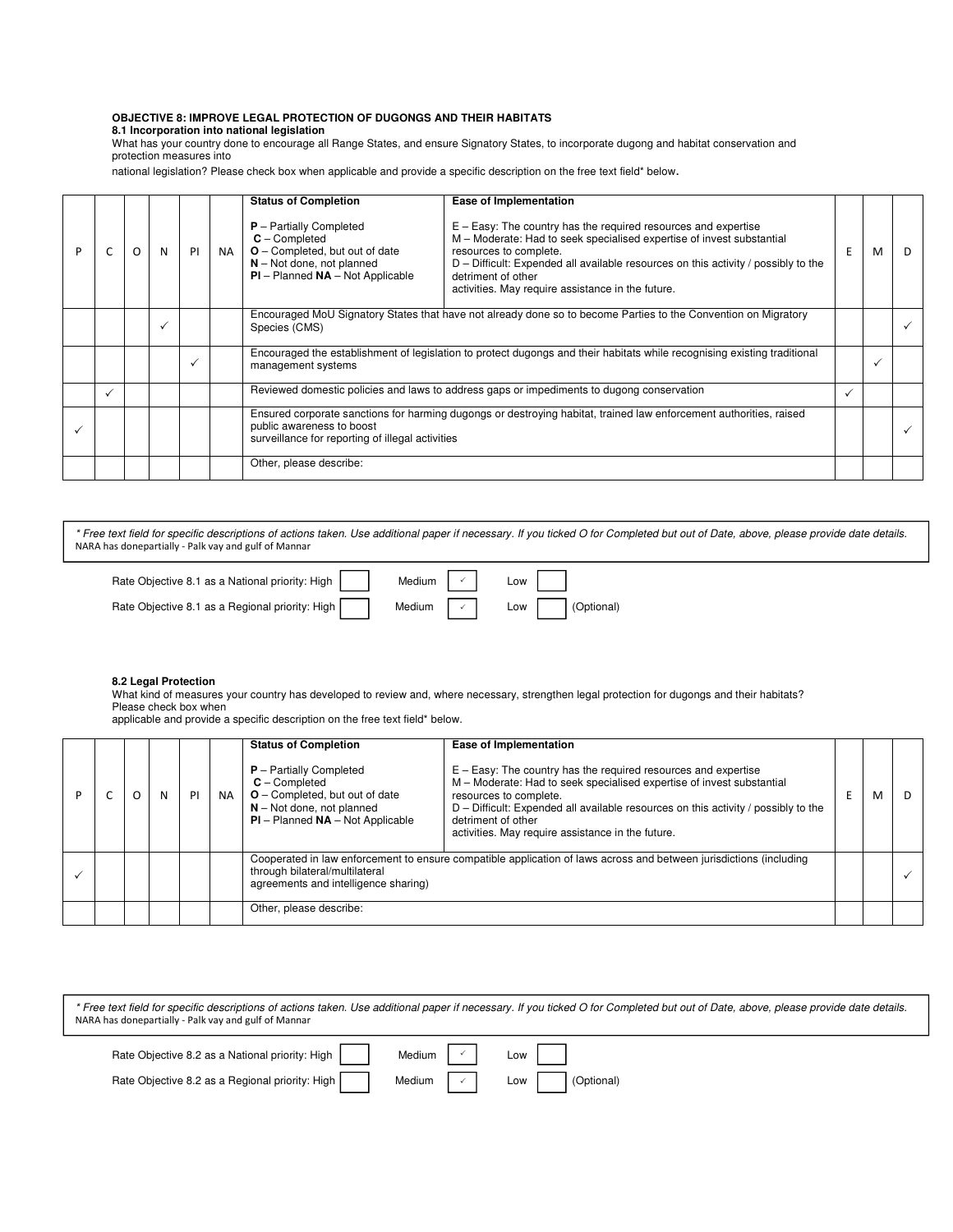**OBJECTIVE 8: IMPROVE LEGAL PROTECTION OF DUGONGS AND THEIR HABITATS**

**8.1 Incorporation into national legislation**

What has your country done to encourage all Range States, and ensure Signatory States, to incorporate dugong and habitat conservation and protection measures into

national legislation? Please check box when applicable and provide a specific description on the free text field* below.

| P | C | O | N | PI | NA | **Status of Completion**<br><br>**P** – Partially Completed<br>**C** – Completed<br>**O** – Completed, but out of date<br>**N** – Not done, not planned<br>**PI** – Planned **NA** – Not Applicable | **Ease of Implementation**<br><br>E – Easy: The country has the required resources and expertise<br>M – Moderate: Had to seek specialised expertise of invest substantial resources to complete.<br>D – Difficult: Expended all available resources on this activity / possibly to the detriment of other activities. May require assistance in the future. | E | M | D |
|---|---|---|---|---|---|---|---|---|---|---|
| | | | ✓ | | | Encouraged MoU Signatory States that have not already done so to become Parties to the Convention on Migratory Species (CMS) | | | | ✓ |
| | | | | ✓ | | Encouraged the establishment of legislation to protect dugongs and their habitats while recognising existing traditional management systems | | | ✓ | |
| | ✓ | | | | | Reviewed domestic policies and laws to address gaps or impediments to dugong conservation | | ✓ | | |
| ✓ | | | | | | Ensured corporate sanctions for harming dugongs or destroying habitat, trained law enforcement authorities, raised public awareness to boost surveillance for reporting of illegal activities | | | | ✓ |
| | | | | | | Other, please describe: | | | | |

*\* Free text field for specific descriptions of actions taken. Use additional paper if necessary. If you ticked O for Completed but out of Date, above, please provide date details.*
NARA has donepartially - Palk vay and gulf of Mannar

Rate Objective 8.1 as a National priority: High [ ] Medium [✓] Low [ ]

Rate Objective 8.1 as a Regional priority: High [ ] Medium [✓] Low [ ] (Optional)

**8.2 Legal Protection**

What kind of measures your country has developed to review and, where necessary, strengthen legal protection for dugongs and their habitats? Please check box when

applicable and provide a specific description on the free text field* below.

| P | C | O | N | PI | NA | **Status of Completion**<br><br>**P** – Partially Completed<br>**C** – Completed<br>**O** – Completed, but out of date<br>**N** – Not done, not planned<br>**PI** – Planned **NA** – Not Applicable | **Ease of Implementation**<br><br>E – Easy: The country has the required resources and expertise<br>M – Moderate: Had to seek specialised expertise of invest substantial resources to complete.<br>D – Difficult: Expended all available resources on this activity / possibly to the detriment of other activities. May require assistance in the future. | E | M | D |
|---|---|---|---|---|---|---|---|---|---|---|
| ✓ | | | | | | Cooperated in law enforcement to ensure compatible application of laws across and between jurisdictions (including through bilateral/multilateral agreements and intelligence sharing) | | | | ✓ |
| | | | | | | Other, please describe: | | | | |

*\* Free text field for specific descriptions of actions taken. Use additional paper if necessary. If you ticked O for Completed but out of Date, above, please provide date details.*
NARA has donepartially - Palk vay and gulf of Mannar

Rate Objective 8.2 as a National priority: High [ ] Medium [✓] Low [ ]

Rate Objective 8.2 as a Regional priority: High [ ] Medium [✓] Low [ ] (Optional)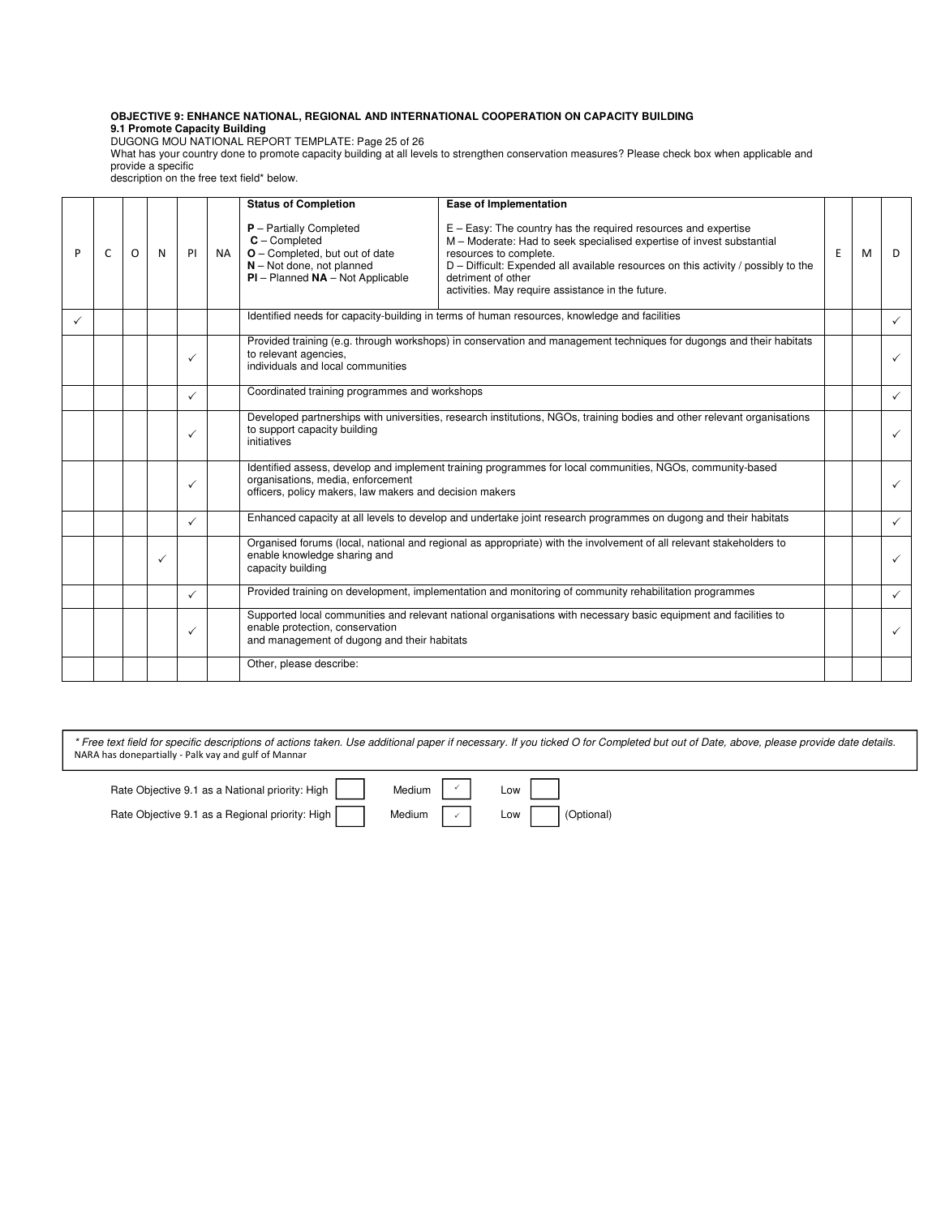**OBJECTIVE 9: ENHANCE NATIONAL, REGIONAL AND INTERNATIONAL COOPERATION ON CAPACITY BUILDING**
**9.1 Promote Capacity Building**
DUGONG MOU NATIONAL REPORT TEMPLATE: Page 25 of 26
What has your country done to promote capacity building at all levels to strengthen conservation measures? Please check box when applicable and provide a specific
description on the free text field* below.

| P | C | O | N | PI | NA | Status of Completion<br><br>**P** – Partially Completed<br>**C** – Completed<br>**O** – Completed, but out of date<br>**N** – Not done, not planned<br>**PI** – Planned **NA** – Not Applicable | Ease of Implementation<br><br>E – Easy: The country has the required resources and expertise<br>M – Moderate: Had to seek specialised expertise of invest substantial resources to complete.<br>D – Difficult: Expended all available resources on this activity / possibly to the detriment of other activities. May require assistance in the future. | E | M | D |
|---|---|---|---|---|---|---|---|---|---|---|
| ✓ | | | | | | Identified needs for capacity-building in terms of human resources, knowledge and facilities | | | | ✓ |
| | | | | ✓ | | Provided training (e.g. through workshops) in conservation and management techniques for dugongs and their habitats to relevant agencies, individuals and local communities | | | | ✓ |
| | | | | ✓ | | Coordinated training programmes and workshops | | | | ✓ |
| | | | | ✓ | | Developed partnerships with universities, research institutions, NGOs, training bodies and other relevant organisations to support capacity building initiatives | | | | ✓ |
| | | | | ✓ | | Identified assess, develop and implement training programmes for local communities, NGOs, community-based organisations, media, enforcement officers, policy makers, law makers and decision makers | | | | ✓ |
| | | | | ✓ | | Enhanced capacity at all levels to develop and undertake joint research programmes on dugong and their habitats | | | | ✓ |
| | | | ✓ | | | Organised forums (local, national and regional as appropriate) with the involvement of all relevant stakeholders to enable knowledge sharing and capacity building | | | | ✓ |
| | | | | ✓ | | Provided training on development, implementation and monitoring of community rehabilitation programmes | | | | ✓ |
| | | | | ✓ | | Supported local communities and relevant national organisations with necessary basic equipment and facilities to enable protection, conservation and management of dugong and their habitats | | | | ✓ |
| | | | | | | Other, please describe: | | | | |

*\* Free text field for specific descriptions of actions taken. Use additional paper if necessary. If you ticked O for Completed but out of Date, above, please provide date details.*
NARA has donepartially - Palk vay and gulf of Mannar

Rate Objective 9.1 as a National priority: High [ ] Medium [✓] Low [ ]

Rate Objective 9.1 as a Regional priority: High [ ] Medium [✓] Low [ ] (Optional)